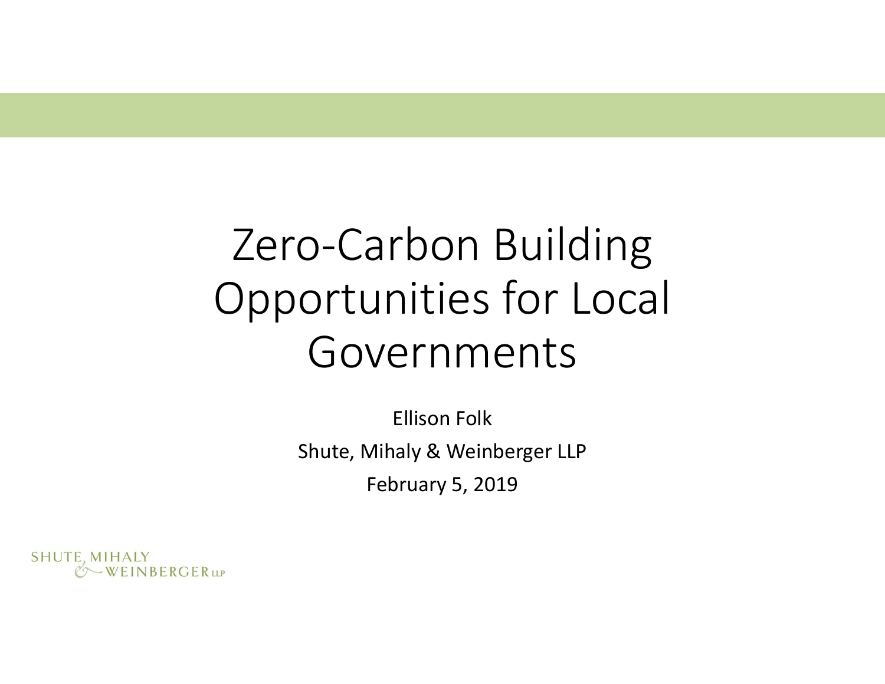# Zero-Carbon Building Opportunities for Local Governments

Ellison Folk

Shute, Mihaly & Weinberger LLP

February 5, 2019

SHUTE, MIHALY & WEINBERGER LLP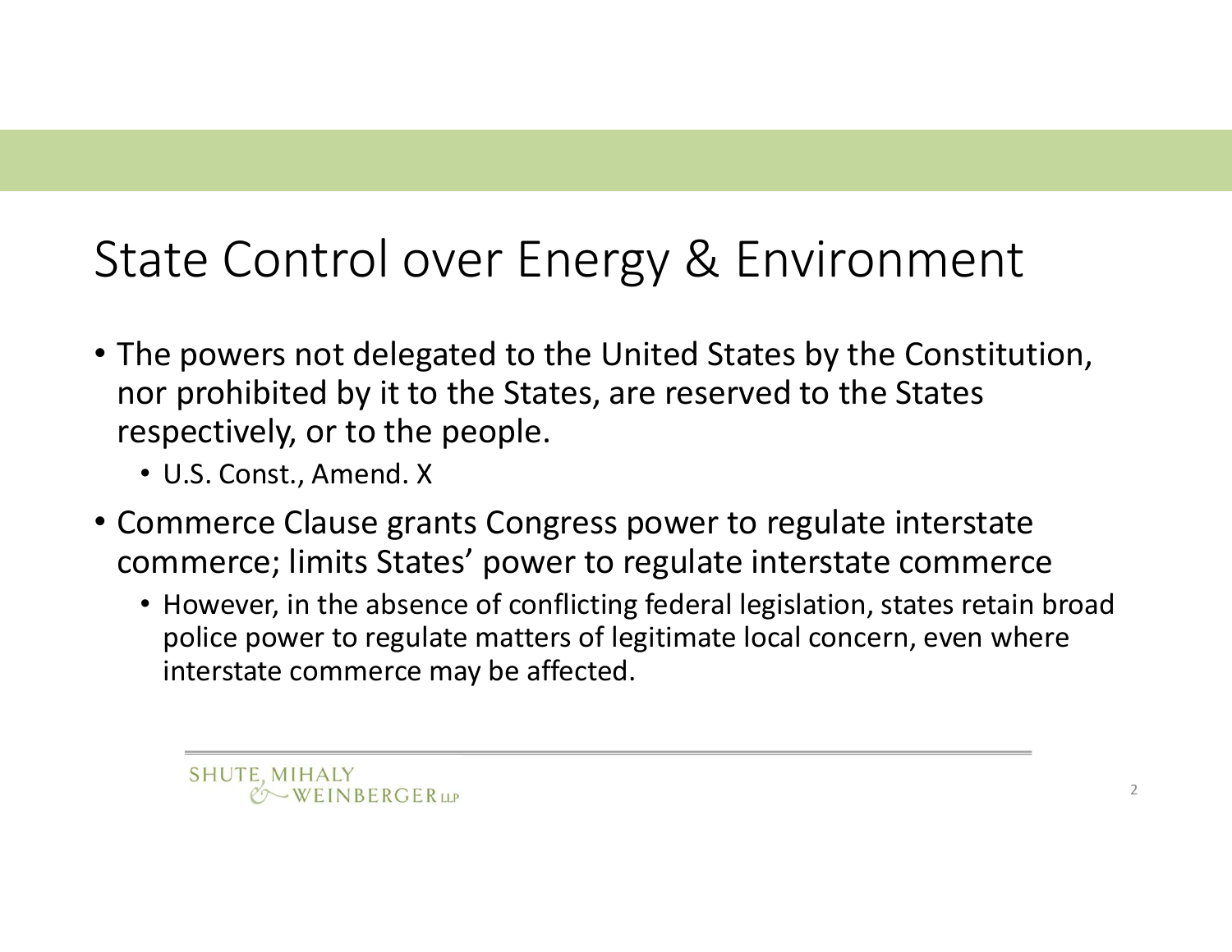# State Control over Energy & Environment

- The powers not delegated to the United States by the Constitution, nor prohibited by it to the States, are reserved to the States respectively, or to the people.
  - U.S. Const., Amend. X
- Commerce Clause grants Congress power to regulate interstate commerce; limits States' power to regulate interstate commerce
  - However, in the absence of conflicting federal legislation, states retain broad police power to regulate matters of legitimate local concern, even where interstate commerce may be affected.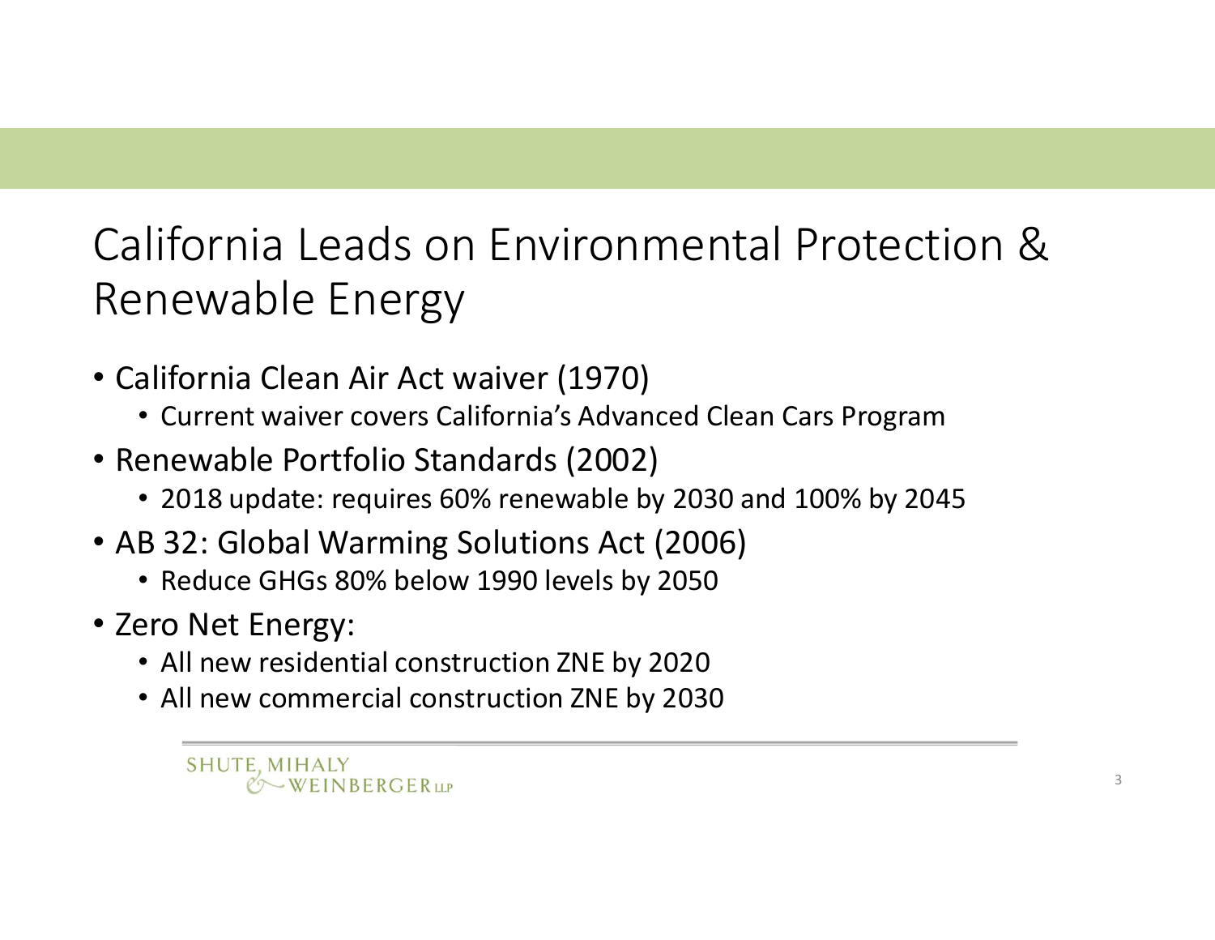# California Leads on Environmental Protection & Renewable Energy

- California Clean Air Act waiver (1970)
  - Current waiver covers California's Advanced Clean Cars Program
- Renewable Portfolio Standards (2002)
  - 2018 update: requires 60% renewable by 2030 and 100% by 2045
- AB 32: Global Warming Solutions Act (2006)
  - Reduce GHGs 80% below 1990 levels by 2050
- Zero Net Energy:
  - All new residential construction ZNE by 2020
  - All new commercial construction ZNE by 2030

SHUTE, MIHALY & WEINBERGER LLP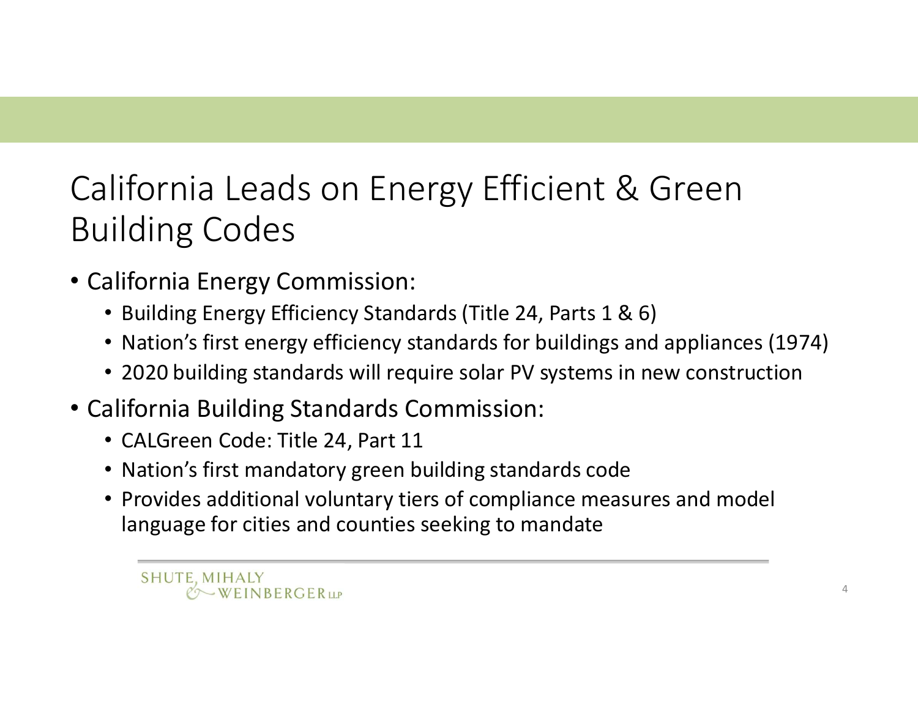# California Leads on Energy Efficient & Green Building Codes

- California Energy Commission:
  - Building Energy Efficiency Standards (Title 24, Parts 1 & 6)
  - Nation's first energy efficiency standards for buildings and appliances (1974)
  - 2020 building standards will require solar PV systems in new construction
- California Building Standards Commission:
  - CALGreen Code: Title 24, Part 11
  - Nation's first mandatory green building standards code
  - Provides additional voluntary tiers of compliance measures and model language for cities and counties seeking to mandate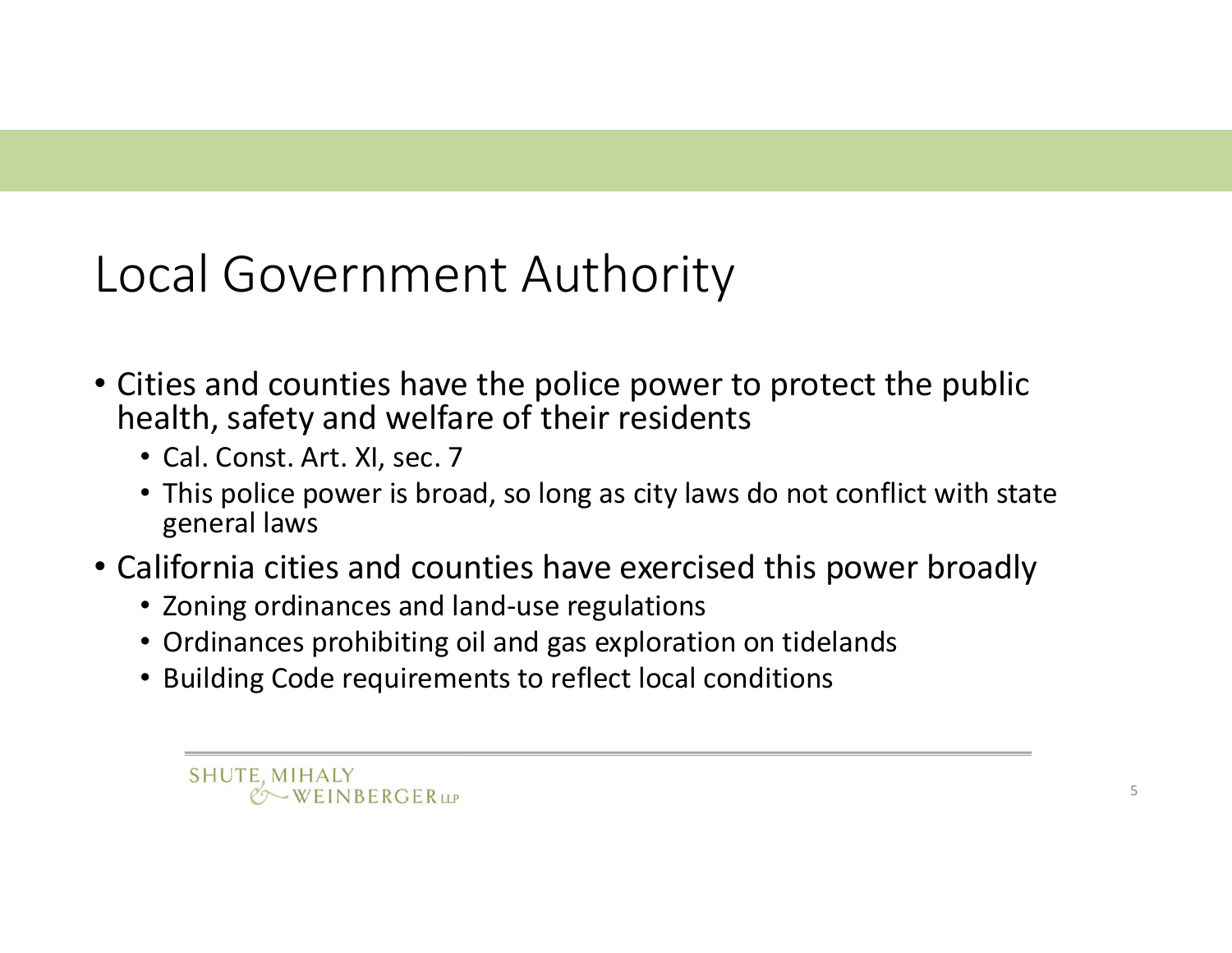# Local Government Authority

- Cities and counties have the police power to protect the public health, safety and welfare of their residents
  - Cal. Const. Art. XI, sec. 7
  - This police power is broad, so long as city laws do not conflict with state general laws
- California cities and counties have exercised this power broadly
  - Zoning ordinances and land-use regulations
  - Ordinances prohibiting oil and gas exploration on tidelands
  - Building Code requirements to reflect local conditions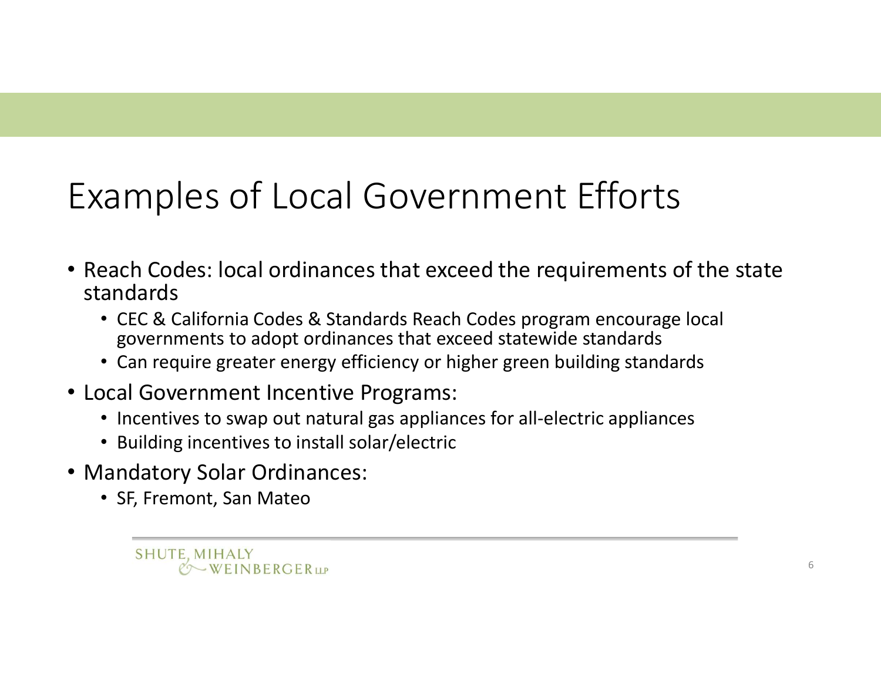# Examples of Local Government Efforts

- Reach Codes: local ordinances that exceed the requirements of the state standards
  - CEC & California Codes & Standards Reach Codes program encourage local governments to adopt ordinances that exceed statewide standards
  - Can require greater energy efficiency or higher green building standards
- Local Government Incentive Programs:
  - Incentives to swap out natural gas appliances for all-electric appliances
  - Building incentives to install solar/electric
- Mandatory Solar Ordinances:
  - SF, Fremont, San Mateo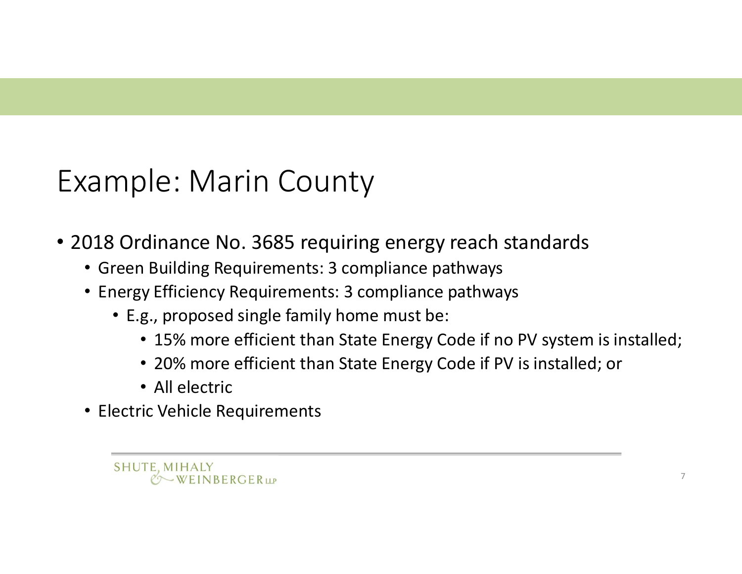# Example: Marin County

- 2018 Ordinance No. 3685 requiring energy reach standards
  - Green Building Requirements: 3 compliance pathways
  - Energy Efficiency Requirements: 3 compliance pathways
    - E.g., proposed single family home must be:
      - 15% more efficient than State Energy Code if no PV system is installed;
      - 20% more efficient than State Energy Code if PV is installed; or
      - All electric
  - Electric Vehicle Requirements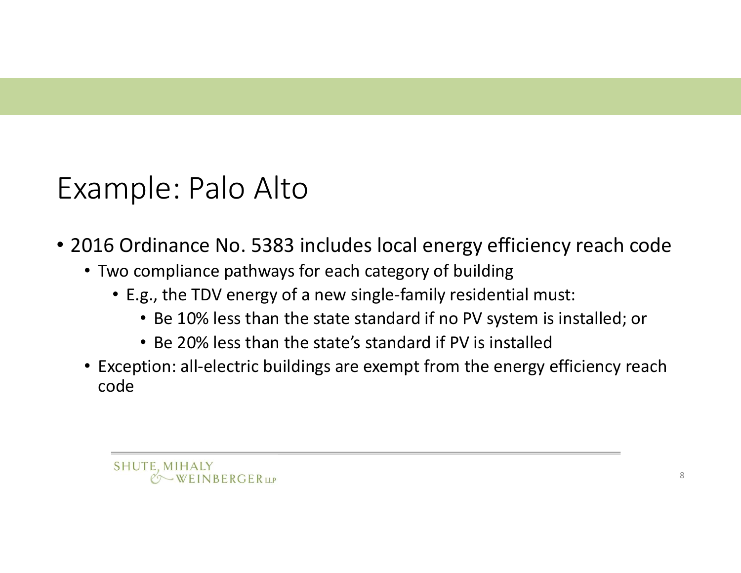# Example: Palo Alto

- 2016 Ordinance No. 5383 includes local energy efficiency reach code
  - Two compliance pathways for each category of building
    - E.g., the TDV energy of a new single-family residential must:
      - Be 10% less than the state standard if no PV system is installed; or
      - Be 20% less than the state's standard if PV is installed
  - Exception: all-electric buildings are exempt from the energy efficiency reach code

SHUTE, MIHALY & WEINBERGER LLP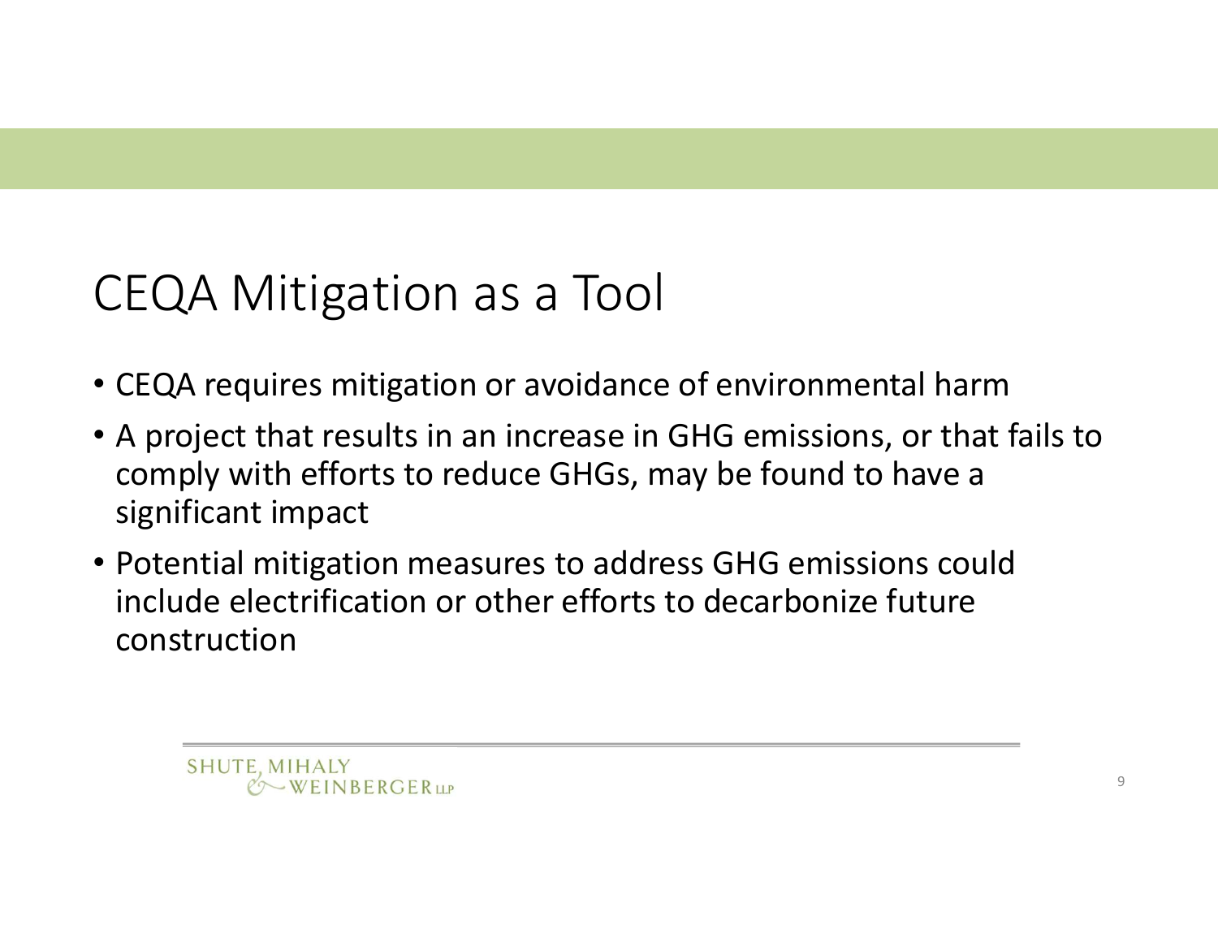# CEQA Mitigation as a Tool

- CEQA requires mitigation or avoidance of environmental harm
- A project that results in an increase in GHG emissions, or that fails to comply with efforts to reduce GHGs, may be found to have a significant impact
- Potential mitigation measures to address GHG emissions could include electrification or other efforts to decarbonize future construction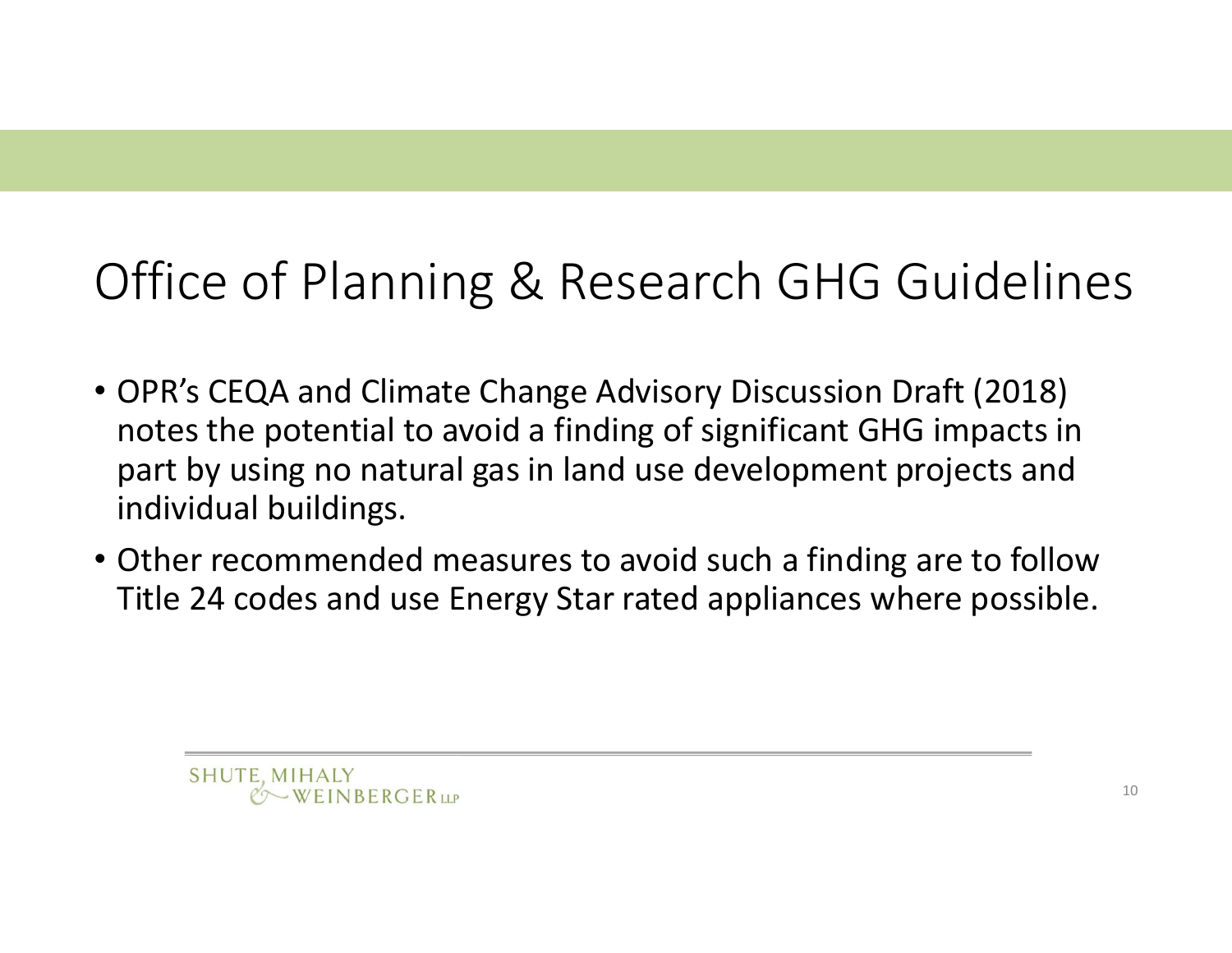# Office of Planning & Research GHG Guidelines

- OPR's CEQA and Climate Change Advisory Discussion Draft (2018) notes the potential to avoid a finding of significant GHG impacts in part by using no natural gas in land use development projects and individual buildings.
- Other recommended measures to avoid such a finding are to follow Title 24 codes and use Energy Star rated appliances where possible.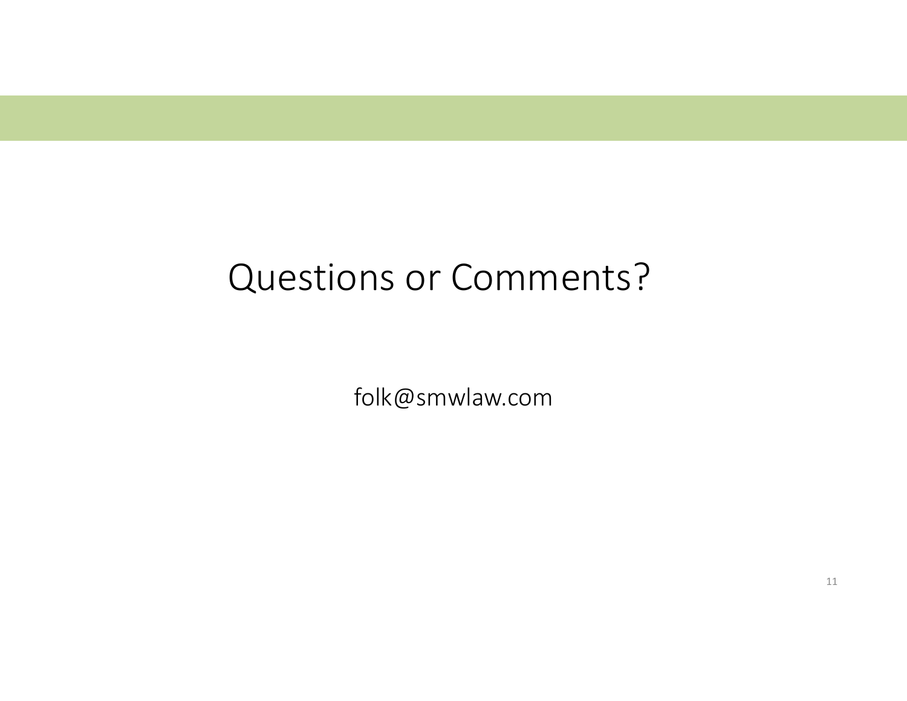# Questions or Comments?

folk@smwlaw.com